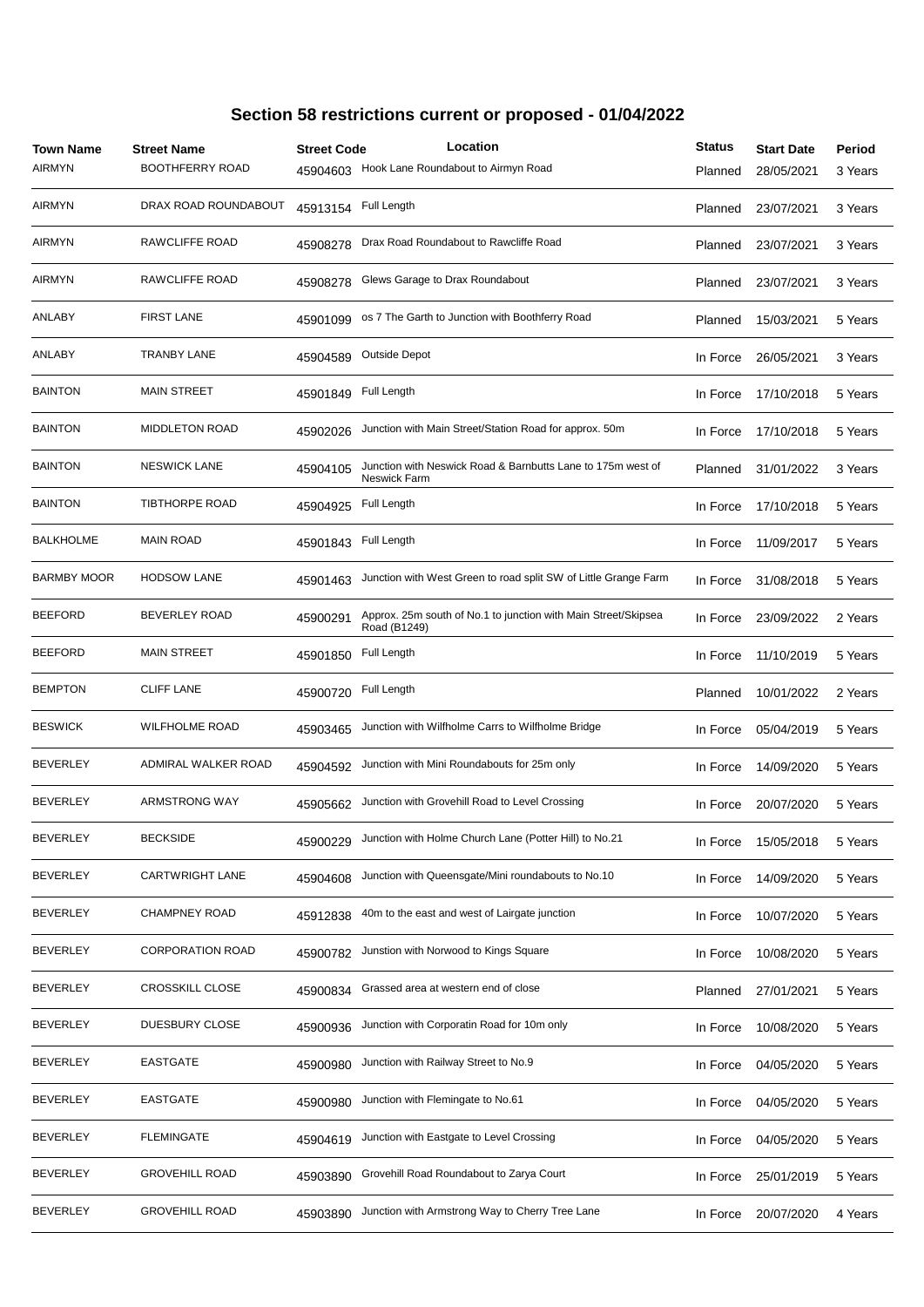# Section 58 restrictions current or proposed - 01/04/2022

| Town Name | Street Name | Street Code | Location | Status | Start Date | Period |
|---|---|---|---|---|---|---|
| AIRMYN | BOOTHFERRY ROAD | 45904603 | Hook Lane Roundabout to Airmyn Road | Planned | 28/05/2021 | 3 Years |
| AIRMYN | DRAX ROAD ROUNDABOUT | 45913154 | Full Length | Planned | 23/07/2021 | 3 Years |
| AIRMYN | RAWCLIFFE ROAD | 45908278 | Drax Road Roundabout to Rawcliffe Road | Planned | 23/07/2021 | 3 Years |
| AIRMYN | RAWCLIFFE ROAD | 45908278 | Glews Garage to Drax Roundabout | Planned | 23/07/2021 | 3 Years |
| ANLABY | FIRST LANE | 45901099 | os 7 The Garth to Junction with Boothferry Road | Planned | 15/03/2021 | 5 Years |
| ANLABY | TRANBY LANE | 45904589 | Outside Depot | In Force | 26/05/2021 | 3 Years |
| BAINTON | MAIN STREET | 45901849 | Full Length | In Force | 17/10/2018 | 5 Years |
| BAINTON | MIDDLETON ROAD | 45902026 | Junction with Main Street/Station Road for approx. 50m | In Force | 17/10/2018 | 5 Years |
| BAINTON | NESWICK LANE | 45904105 | Junction with Neswick Road & Barnbutts Lane to 175m west of Neswick Farm | Planned | 31/01/2022 | 3 Years |
| BAINTON | TIBTHORPE ROAD | 45904925 | Full Length | In Force | 17/10/2018 | 5 Years |
| BALKHOLME | MAIN ROAD | 45901843 | Full Length | In Force | 11/09/2017 | 5 Years |
| BARMBY MOOR | HODSOW LANE | 45901463 | Junction with West Green to road split SW of Little Grange Farm | In Force | 31/08/2018 | 5 Years |
| BEEFORD | BEVERLEY ROAD | 45900291 | Approx. 25m south of No.1 to junction with Main Street/Skipsea Road (B1249) | In Force | 23/09/2022 | 2 Years |
| BEEFORD | MAIN STREET | 45901850 | Full Length | In Force | 11/10/2019 | 5 Years |
| BEMPTON | CLIFF LANE | 45900720 | Full Length | Planned | 10/01/2022 | 2 Years |
| BESWICK | WILFHOLME ROAD | 45903465 | Junction with Wilfholme Carrs to Wilfholme Bridge | In Force | 05/04/2019 | 5 Years |
| BEVERLEY | ADMIRAL WALKER ROAD | 45904592 | Junction with Mini Roundabouts for 25m only | In Force | 14/09/2020 | 5 Years |
| BEVERLEY | ARMSTRONG WAY | 45905662 | Junction with Grovehill Road to Level Crossing | In Force | 20/07/2020 | 5 Years |
| BEVERLEY | BECKSIDE | 45900229 | Junction with Holme Church Lane (Potter Hill) to No.21 | In Force | 15/05/2018 | 5 Years |
| BEVERLEY | CARTWRIGHT LANE | 45904608 | Junction with Queensgate/Mini roundabouts to No.10 | In Force | 14/09/2020 | 5 Years |
| BEVERLEY | CHAMPNEY ROAD | 45912838 | 40m to the east and west of Lairgate junction | In Force | 10/07/2020 | 5 Years |
| BEVERLEY | CORPORATION ROAD | 45900782 | Junstion with Norwood to Kings Square | In Force | 10/08/2020 | 5 Years |
| BEVERLEY | CROSSKILL CLOSE | 45900834 | Grassed area at western end of close | Planned | 27/01/2021 | 5 Years |
| BEVERLEY | DUESBURY CLOSE | 45900936 | Junction with Corporatin Road for 10m only | In Force | 10/08/2020 | 5 Years |
| BEVERLEY | EASTGATE | 45900980 | Junction with Railway Street to No.9 | In Force | 04/05/2020 | 5 Years |
| BEVERLEY | EASTGATE | 45900980 | Junction with Flemingate to No.61 | In Force | 04/05/2020 | 5 Years |
| BEVERLEY | FLEMINGATE | 45904619 | Junction with Eastgate to Level Crossing | In Force | 04/05/2020 | 5 Years |
| BEVERLEY | GROVEHILL ROAD | 45903890 | Grovehill Road Roundabout to Zarya Court | In Force | 25/01/2019 | 5 Years |
| BEVERLEY | GROVEHILL ROAD | 45903890 | Junction with Armstrong Way to Cherry Tree Lane | In Force | 20/07/2020 | 4 Years |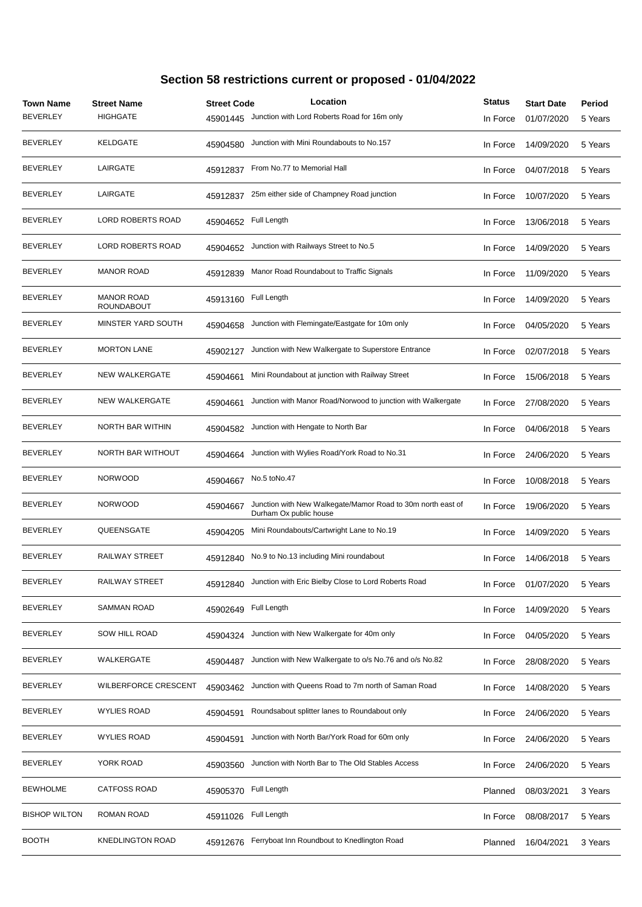# Section 58 restrictions current or proposed - 01/04/2022

| Town Name | Street Name | Street Code | Location | Status | Start Date | Period |
|---|---|---|---|---|---|---|
| BEVERLEY | HIGHGATE | 45901445 | Junction with Lord Roberts Road for 16m only | In Force | 01/07/2020 | 5 Years |
| BEVERLEY | KELDGATE | 45904580 | Junction with Mini Roundabouts to No.157 | In Force | 14/09/2020 | 5 Years |
| BEVERLEY | LAIRGATE | 45912837 | From No.77 to Memorial Hall | In Force | 04/07/2018 | 5 Years |
| BEVERLEY | LAIRGATE | 45912837 | 25m either side of Champney Road junction | In Force | 10/07/2020 | 5 Years |
| BEVERLEY | LORD ROBERTS ROAD | 45904652 | Full Length | In Force | 13/06/2018 | 5 Years |
| BEVERLEY | LORD ROBERTS ROAD | 45904652 | Junction with Railways Street to No.5 | In Force | 14/09/2020 | 5 Years |
| BEVERLEY | MANOR ROAD | 45912839 | Manor Road Roundabout to Traffic Signals | In Force | 11/09/2020 | 5 Years |
| BEVERLEY | MANOR ROAD ROUNDABOUT | 45913160 | Full Length | In Force | 14/09/2020 | 5 Years |
| BEVERLEY | MINSTER YARD SOUTH | 45904658 | Junction with Flemingate/Eastgate for 10m only | In Force | 04/05/2020 | 5 Years |
| BEVERLEY | MORTON LANE | 45902127 | Junction with New Walkergate to Superstore Entrance | In Force | 02/07/2018 | 5 Years |
| BEVERLEY | NEW WALKERGATE | 45904661 | Mini Roundabout at junction with Railway Street | In Force | 15/06/2018 | 5 Years |
| BEVERLEY | NEW WALKERGATE | 45904661 | Junction with Manor Road/Norwood to junction with Walkergate | In Force | 27/08/2020 | 5 Years |
| BEVERLEY | NORTH BAR WITHIN | 45904582 | Junction with Hengate to North Bar | In Force | 04/06/2018 | 5 Years |
| BEVERLEY | NORTH BAR WITHOUT | 45904664 | Junction with Wylies Road/York Road to No.31 | In Force | 24/06/2020 | 5 Years |
| BEVERLEY | NORWOOD | 45904667 | No.5 toNo.47 | In Force | 10/08/2018 | 5 Years |
| BEVERLEY | NORWOOD | 45904667 | Junction with New Walkegate/Mamor Road to 30m north east of Durham Ox public house | In Force | 19/06/2020 | 5 Years |
| BEVERLEY | QUEENSGATE | 45904205 | Mini Roundabouts/Cartwright Lane to No.19 | In Force | 14/09/2020 | 5 Years |
| BEVERLEY | RAILWAY STREET | 45912840 | No.9 to No.13 including Mini roundabout | In Force | 14/06/2018 | 5 Years |
| BEVERLEY | RAILWAY STREET | 45912840 | Junction with Eric Bielby Close to Lord Roberts Road | In Force | 01/07/2020 | 5 Years |
| BEVERLEY | SAMMAN ROAD | 45902649 | Full Length | In Force | 14/09/2020 | 5 Years |
| BEVERLEY | SOW HILL ROAD | 45904324 | Junction with New Walkergate for 40m only | In Force | 04/05/2020 | 5 Years |
| BEVERLEY | WALKERGATE | 45904487 | Junction with New Walkergate to o/s No.76 and o/s No.82 | In Force | 28/08/2020 | 5 Years |
| BEVERLEY | WILBERFORCE CRESCENT | 45903462 | Junction with Queens Road to 7m north of Saman Road | In Force | 14/08/2020 | 5 Years |
| BEVERLEY | WYLIES ROAD | 45904591 | Roundsabout splitter lanes to Roundabout only | In Force | 24/06/2020 | 5 Years |
| BEVERLEY | WYLIES ROAD | 45904591 | Junction with North Bar/York Road for 60m only | In Force | 24/06/2020 | 5 Years |
| BEVERLEY | YORK ROAD | 45903560 | Junction with North Bar to The Old Stables Access | In Force | 24/06/2020 | 5 Years |
| BEWHOLME | CATFOSS ROAD | 45905370 | Full Length | Planned | 08/03/2021 | 3 Years |
| BISHOP WILTON | ROMAN ROAD | 45911026 | Full Length | In Force | 08/08/2017 | 5 Years |
| BOOTH | KNEDLINGTON ROAD | 45912676 | Ferryboat Inn Roundbout to Knedlington Road | Planned | 16/04/2021 | 3 Years |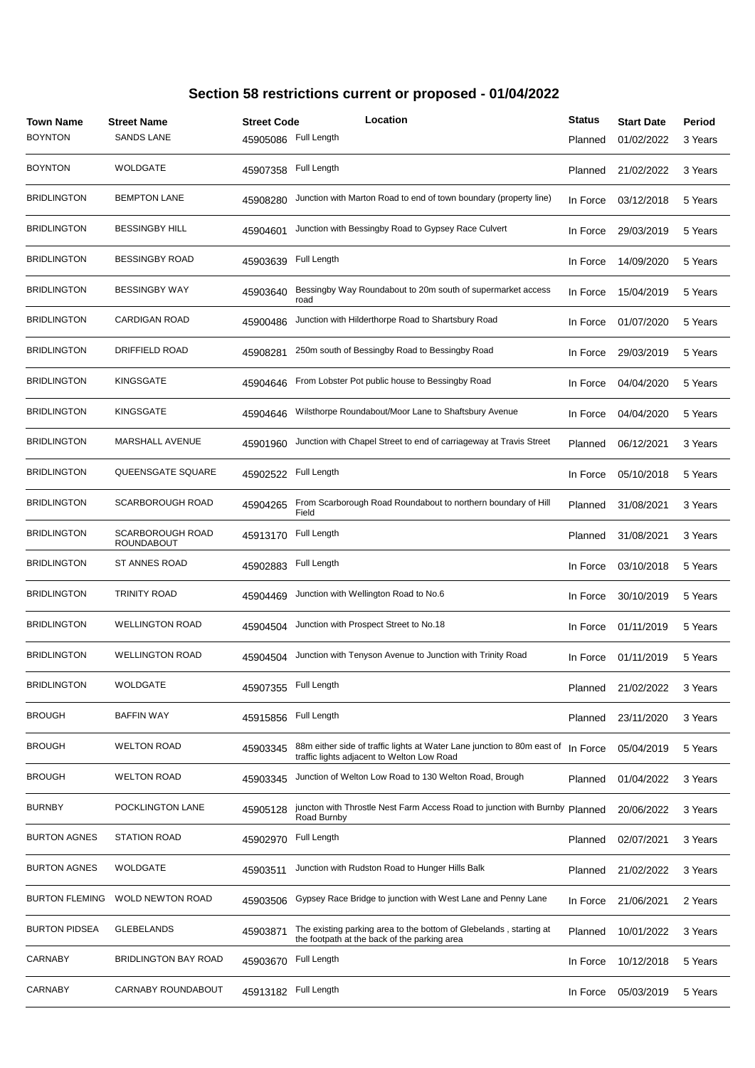## Section 58 restrictions current or proposed - 01/04/2022

| Town Name | Street Name | Street Code | Location | Status | Start Date | Period |
|---|---|---|---|---|---|---|
| BOYNTON | SANDS LANE | 45905086 | Full Length | Planned | 01/02/2022 | 3 Years |
| BOYNTON | WOLDGATE | 45907358 | Full Length | Planned | 21/02/2022 | 3 Years |
| BRIDLINGTON | BEMPTON LANE | 45908280 | Junction with Marton Road to end of town boundary (property line) | In Force | 03/12/2018 | 5 Years |
| BRIDLINGTON | BESSINGBY HILL | 45904601 | Junction with Bessingby Road to Gypsey Race Culvert | In Force | 29/03/2019 | 5 Years |
| BRIDLINGTON | BESSINGBY ROAD | 45903639 | Full Length | In Force | 14/09/2020 | 5 Years |
| BRIDLINGTON | BESSINGBY WAY | 45903640 | Bessingby Way Roundabout to 20m south of supermarket access road | In Force | 15/04/2019 | 5 Years |
| BRIDLINGTON | CARDIGAN ROAD | 45900486 | Junction with Hilderthorpe Road to Shartsbury Road | In Force | 01/07/2020 | 5 Years |
| BRIDLINGTON | DRIFFIELD ROAD | 45908281 | 250m south of Bessingby Road to Bessingby Road | In Force | 29/03/2019 | 5 Years |
| BRIDLINGTON | KINGSGATE | 45904646 | From Lobster Pot public house to Bessingby Road | In Force | 04/04/2020 | 5 Years |
| BRIDLINGTON | KINGSGATE | 45904646 | Wilsthorpe Roundabout/Moor Lane to Shaftsbury Avenue | In Force | 04/04/2020 | 5 Years |
| BRIDLINGTON | MARSHALL AVENUE | 45901960 | Junction with Chapel Street to end of carriageway at Travis Street | Planned | 06/12/2021 | 3 Years |
| BRIDLINGTON | QUEENSGATE SQUARE | 45902522 | Full Length | In Force | 05/10/2018 | 5 Years |
| BRIDLINGTON | SCARBOROUGH ROAD | 45904265 | From Scarborough Road Roundabout to northern boundary of Hill Field | Planned | 31/08/2021 | 3 Years |
| BRIDLINGTON | SCARBOROUGH ROAD ROUNDABOUT | 45913170 | Full Length | Planned | 31/08/2021 | 3 Years |
| BRIDLINGTON | ST ANNES ROAD | 45902883 | Full Length | In Force | 03/10/2018 | 5 Years |
| BRIDLINGTON | TRINITY ROAD | 45904469 | Junction with Wellington Road to No.6 | In Force | 30/10/2019 | 5 Years |
| BRIDLINGTON | WELLINGTON ROAD | 45904504 | Junction with Prospect Street to No.18 | In Force | 01/11/2019 | 5 Years |
| BRIDLINGTON | WELLINGTON ROAD | 45904504 | Junction with Tenyson Avenue to Junction with Trinity Road | In Force | 01/11/2019 | 5 Years |
| BRIDLINGTON | WOLDGATE | 45907355 | Full Length | Planned | 21/02/2022 | 3 Years |
| BROUGH | BAFFIN WAY | 45915856 | Full Length | Planned | 23/11/2020 | 3 Years |
| BROUGH | WELTON ROAD | 45903345 | 88m either side of traffic lights at Water Lane junction to 80m east of traffic lights adjacent to Welton Low Road | In Force | 05/04/2019 | 5 Years |
| BROUGH | WELTON ROAD | 45903345 | Junction of Welton Low Road to 130 Welton Road, Brough | Planned | 01/04/2022 | 3 Years |
| BURNBY | POCKLINGTON LANE | 45905128 | juncton with Throstle Nest Farm Access Road to junction with Burnby Road Burnby | Planned | 20/06/2022 | 3 Years |
| BURTON AGNES | STATION ROAD | 45902970 | Full Length | Planned | 02/07/2021 | 3 Years |
| BURTON AGNES | WOLDGATE | 45903511 | Junction with Rudston Road to Hunger Hills Balk | Planned | 21/02/2022 | 3 Years |
| BURTON FLEMING | WOLD NEWTON ROAD | 45903506 | Gypsey Race Bridge to junction with West Lane and Penny Lane | In Force | 21/06/2021 | 2 Years |
| BURTON PIDSEA | GLEBELANDS | 45903871 | The existing parking area to the bottom of Glebelands , starting at the footpath at the back of the parking area | Planned | 10/01/2022 | 3 Years |
| CARNABY | BRIDLINGTON BAY ROAD | 45903670 | Full Length | In Force | 10/12/2018 | 5 Years |
| CARNABY | CARNABY ROUNDABOUT | 45913182 | Full Length | In Force | 05/03/2019 | 5 Years |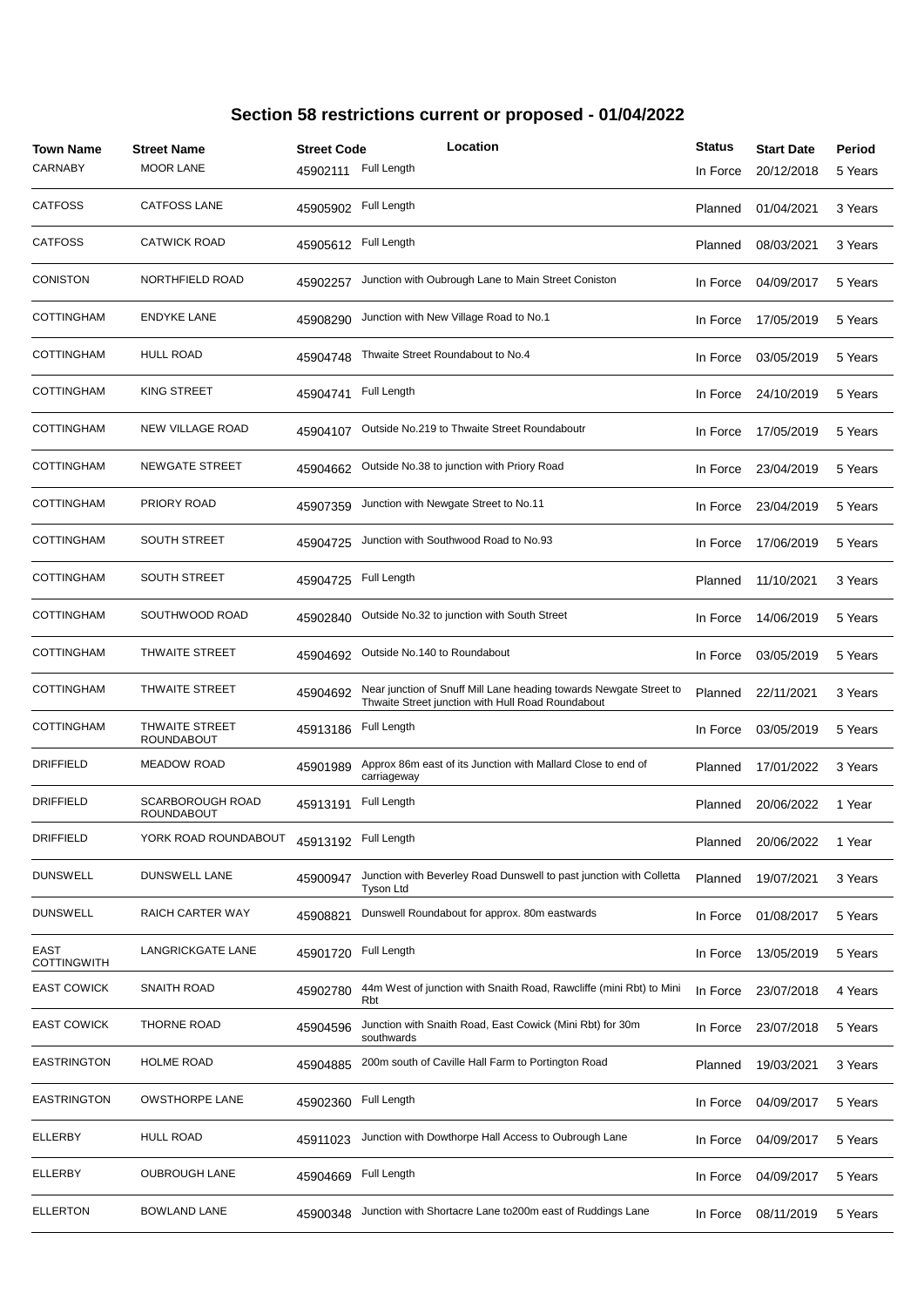## Section 58 restrictions current or proposed - 01/04/2022

| Town Name | Street Name | Street Code | Location | Status | Start Date | Period |
|---|---|---|---|---|---|---|
| CARNABY | MOOR LANE | 45902111 | Full Length | In Force | 20/12/2018 | 5 Years |
| CATFOSS | CATFOSS LANE | 45905902 | Full Length | Planned | 01/04/2021 | 3 Years |
| CATFOSS | CATWICK ROAD | 45905612 | Full Length | Planned | 08/03/2021 | 3 Years |
| CONISTON | NORTHFIELD ROAD | 45902257 | Junction with Oubrough Lane to Main Street Coniston | In Force | 04/09/2017 | 5 Years |
| COTTINGHAM | ENDYKE LANE | 45908290 | Junction with New Village Road to No.1 | In Force | 17/05/2019 | 5 Years |
| COTTINGHAM | HULL ROAD | 45904748 | Thwaite Street Roundabout to No.4 | In Force | 03/05/2019 | 5 Years |
| COTTINGHAM | KING STREET | 45904741 | Full Length | In Force | 24/10/2019 | 5 Years |
| COTTINGHAM | NEW VILLAGE ROAD | 45904107 | Outside No.219 to Thwaite Street Roundaboutr | In Force | 17/05/2019 | 5 Years |
| COTTINGHAM | NEWGATE STREET | 45904662 | Outside No.38 to junction with Priory Road | In Force | 23/04/2019 | 5 Years |
| COTTINGHAM | PRIORY ROAD | 45907359 | Junction with Newgate Street to No.11 | In Force | 23/04/2019 | 5 Years |
| COTTINGHAM | SOUTH STREET | 45904725 | Junction with Southwood Road to No.93 | In Force | 17/06/2019 | 5 Years |
| COTTINGHAM | SOUTH STREET | 45904725 | Full Length | Planned | 11/10/2021 | 3 Years |
| COTTINGHAM | SOUTHWOOD ROAD | 45902840 | Outside No.32 to junction with South Street | In Force | 14/06/2019 | 5 Years |
| COTTINGHAM | THWAITE STREET | 45904692 | Outside No.140 to Roundabout | In Force | 03/05/2019 | 5 Years |
| COTTINGHAM | THWAITE STREET | 45904692 | Near junction of Snuff Mill Lane heading towards Newgate Street to Thwaite Street junction with Hull Road Roundabout | Planned | 22/11/2021 | 3 Years |
| COTTINGHAM | THWAITE STREET ROUNDABOUT | 45913186 | Full Length | In Force | 03/05/2019 | 5 Years |
| DRIFFIELD | MEADOW ROAD | 45901989 | Approx 86m east of its Junction with Mallard Close to end of carriageway | Planned | 17/01/2022 | 3 Years |
| DRIFFIELD | SCARBOROUGH ROAD ROUNDABOUT | 45913191 | Full Length | Planned | 20/06/2022 | 1 Year |
| DRIFFIELD | YORK ROAD ROUNDABOUT | 45913192 | Full Length | Planned | 20/06/2022 | 1 Year |
| DUNSWELL | DUNSWELL LANE | 45900947 | Junction with Beverley Road Dunswell to past junction with Colletta Tyson Ltd | Planned | 19/07/2021 | 3 Years |
| DUNSWELL | RAICH CARTER WAY | 45908821 | Dunswell Roundabout for approx. 80m eastwards | In Force | 01/08/2017 | 5 Years |
| EAST COTTINGWITH | LANGRICKGATE LANE | 45901720 | Full Length | In Force | 13/05/2019 | 5 Years |
| EAST COWICK | SNAITH ROAD | 45902780 | 44m West of junction with Snaith Road, Rawcliffe (mini Rbt) to Mini Rbt | In Force | 23/07/2018 | 4 Years |
| EAST COWICK | THORNE ROAD | 45904596 | Junction with Snaith Road, East Cowick (Mini Rbt) for 30m southwards | In Force | 23/07/2018 | 5 Years |
| EASTRINGTON | HOLME ROAD | 45904885 | 200m south of Caville Hall Farm to Portington Road | Planned | 19/03/2021 | 3 Years |
| EASTRINGTON | OWSTHORPE LANE | 45902360 | Full Length | In Force | 04/09/2017 | 5 Years |
| ELLERBY | HULL ROAD | 45911023 | Junction with Dowthorpe Hall Access to Oubrough Lane | In Force | 04/09/2017 | 5 Years |
| ELLERBY | OUBROUGH LANE | 45904669 | Full Length | In Force | 04/09/2017 | 5 Years |
| ELLERTON | BOWLAND LANE | 45900348 | Junction with Shortacre Lane to200m east of Ruddings Lane | In Force | 08/11/2019 | 5 Years |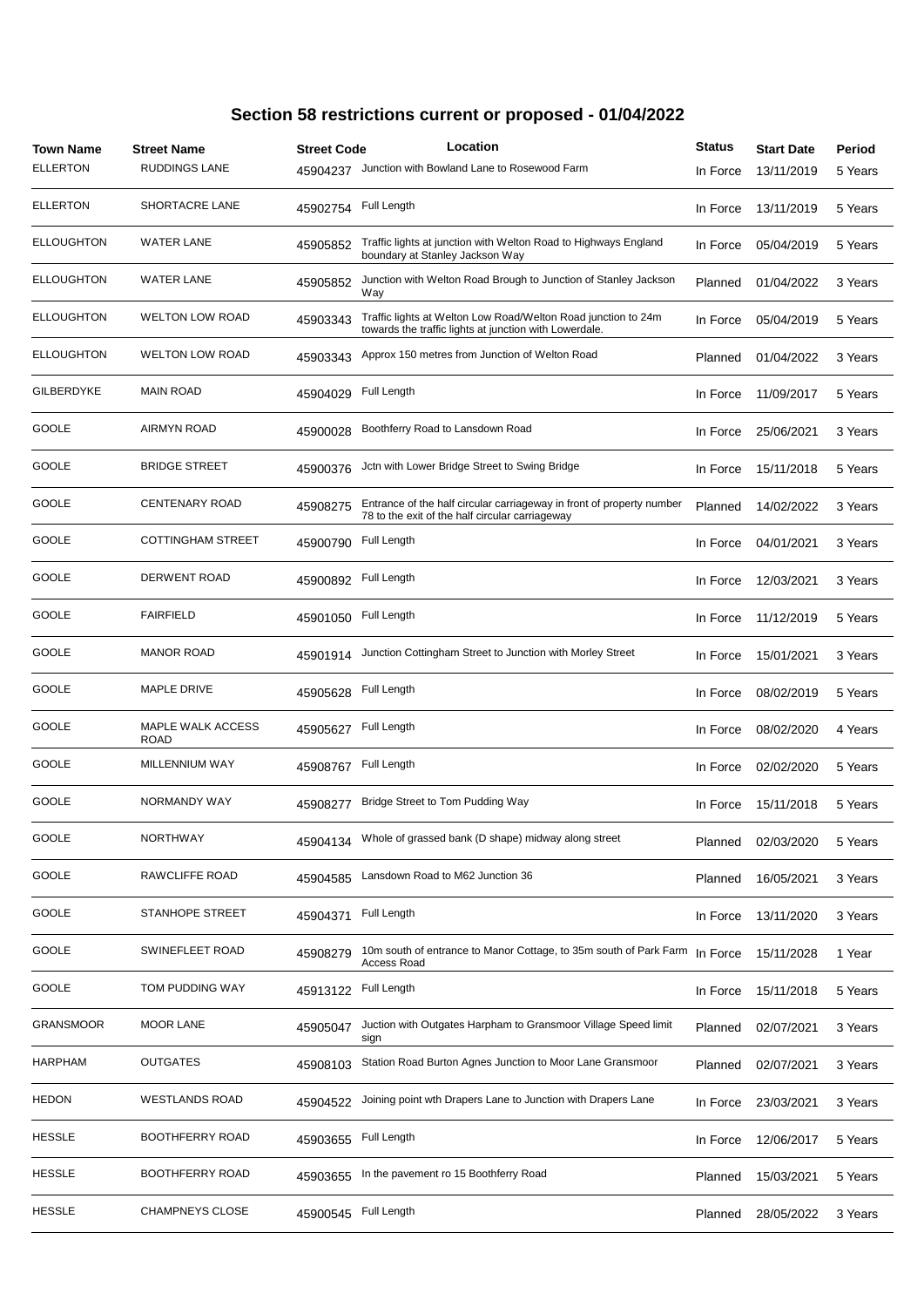# Section 58 restrictions current or proposed - 01/04/2022

| Town Name | Street Name | Street Code | Location | Status | Start Date | Period |
|---|---|---|---|---|---|---|
| ELLERTON | RUDDINGS LANE | 45904237 | Junction with Bowland Lane to Rosewood Farm | In Force | 13/11/2019 | 5 Years |
| ELLERTON | SHORTACRE LANE | 45902754 | Full Length | In Force | 13/11/2019 | 5 Years |
| ELLOUGHTON | WATER LANE | 45905852 | Traffic lights at junction with Welton Road to Highways England boundary at Stanley Jackson Way | In Force | 05/04/2019 | 5 Years |
| ELLOUGHTON | WATER LANE | 45905852 | Junction with Welton Road Brough to Junction of Stanley Jackson Way | Planned | 01/04/2022 | 3 Years |
| ELLOUGHTON | WELTON LOW ROAD | 45903343 | Traffic lights at Welton Low Road/Welton Road junction to 24m towards the traffic lights at junction with Lowerdale. | In Force | 05/04/2019 | 5 Years |
| ELLOUGHTON | WELTON LOW ROAD | 45903343 | Approx 150 metres from Junction of Welton Road | Planned | 01/04/2022 | 3 Years |
| GILBERDYKE | MAIN ROAD | 45904029 | Full Length | In Force | 11/09/2017 | 5 Years |
| GOOLE | AIRMYN ROAD | 45900028 | Boothferry Road to Lansdown Road | In Force | 25/06/2021 | 3 Years |
| GOOLE | BRIDGE STREET | 45900376 | Jctn with Lower Bridge Street to Swing Bridge | In Force | 15/11/2018 | 5 Years |
| GOOLE | CENTENARY ROAD | 45908275 | Entrance of the half circular carriageway in front of property number 78 to the exit of the half circular carriageway | Planned | 14/02/2022 | 3 Years |
| GOOLE | COTTINGHAM STREET | 45900790 | Full Length | In Force | 04/01/2021 | 3 Years |
| GOOLE | DERWENT ROAD | 45900892 | Full Length | In Force | 12/03/2021 | 3 Years |
| GOOLE | FAIRFIELD | 45901050 | Full Length | In Force | 11/12/2019 | 5 Years |
| GOOLE | MANOR ROAD | 45901914 | Junction Cottingham Street to Junction with Morley Street | In Force | 15/01/2021 | 3 Years |
| GOOLE | MAPLE DRIVE | 45905628 | Full Length | In Force | 08/02/2019 | 5 Years |
| GOOLE | MAPLE WALK ACCESS ROAD | 45905627 | Full Length | In Force | 08/02/2020 | 4 Years |
| GOOLE | MILLENNIUM WAY | 45908767 | Full Length | In Force | 02/02/2020 | 5 Years |
| GOOLE | NORMANDY WAY | 45908277 | Bridge Street to Tom Pudding Way | In Force | 15/11/2018 | 5 Years |
| GOOLE | NORTHWAY | 45904134 | Whole of grassed bank (D shape) midway along street | Planned | 02/03/2020 | 5 Years |
| GOOLE | RAWCLIFFE ROAD | 45904585 | Lansdown Road to M62 Junction 36 | Planned | 16/05/2021 | 3 Years |
| GOOLE | STANHOPE STREET | 45904371 | Full Length | In Force | 13/11/2020 | 3 Years |
| GOOLE | SWINEFLEET ROAD | 45908279 | 10m south of entrance to Manor Cottage, to 35m south of Park Farm Access Road | In Force | 15/11/2028 | 1 Year |
| GOOLE | TOM PUDDING WAY | 45913122 | Full Length | In Force | 15/11/2018 | 5 Years |
| GRANSMOOR | MOOR LANE | 45905047 | Juction with Outgates Harpham to Gransmoor Village Speed limit sign | Planned | 02/07/2021 | 3 Years |
| HARPHAM | OUTGATES | 45908103 | Station Road Burton Agnes Junction to Moor Lane Gransmoor | Planned | 02/07/2021 | 3 Years |
| HEDON | WESTLANDS ROAD | 45904522 | Joining point wth Drapers Lane to Junction with Drapers Lane | In Force | 23/03/2021 | 3 Years |
| HESSLE | BOOTHFERRY ROAD | 45903655 | Full Length | In Force | 12/06/2017 | 5 Years |
| HESSLE | BOOTHFERRY ROAD | 45903655 | In the pavement ro 15 Boothferry Road | Planned | 15/03/2021 | 5 Years |
| HESSLE | CHAMPNEYS CLOSE | 45900545 | Full Length | Planned | 28/05/2022 | 3 Years |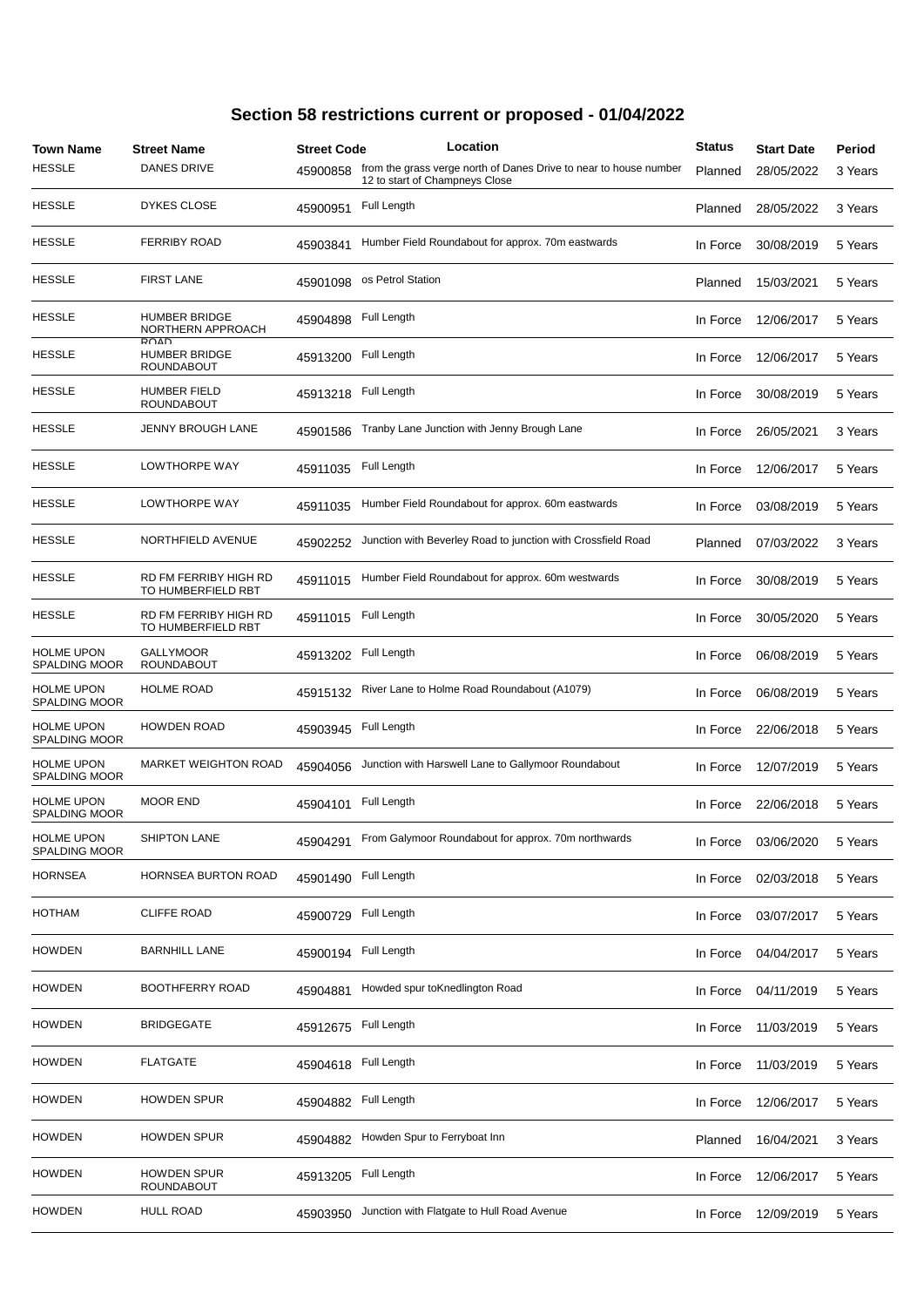# Section 58 restrictions current or proposed - 01/04/2022

| Town Name | Street Name | Street Code | Location | Status | Start Date | Period |
|---|---|---|---|---|---|---|
| HESSLE | DANES DRIVE | 45900858 | from the grass verge north of Danes Drive to near to house number 12 to start of Champneys Close | Planned | 28/05/2022 | 3 Years |
| HESSLE | DYKES CLOSE | 45900951 | Full Length | Planned | 28/05/2022 | 3 Years |
| HESSLE | FERRIBY ROAD | 45903841 | Humber Field Roundabout for approx. 70m eastwards | In Force | 30/08/2019 | 5 Years |
| HESSLE | FIRST LANE | 45901098 | os Petrol Station | Planned | 15/03/2021 | 5 Years |
| HESSLE | HUMBER BRIDGE NORTHERN APPROACH ROAD | 45904898 | Full Length | In Force | 12/06/2017 | 5 Years |
| HESSLE | HUMBER BRIDGE ROUNDABOUT | 45913200 | Full Length | In Force | 12/06/2017 | 5 Years |
| HESSLE | HUMBER FIELD ROUNDABOUT | 45913218 | Full Length | In Force | 30/08/2019 | 5 Years |
| HESSLE | JENNY BROUGH LANE | 45901586 | Tranby Lane Junction with Jenny Brough Lane | In Force | 26/05/2021 | 3 Years |
| HESSLE | LOWTHORPE WAY | 45911035 | Full Length | In Force | 12/06/2017 | 5 Years |
| HESSLE | LOWTHORPE WAY | 45911035 | Humber Field Roundabout for approx. 60m eastwards | In Force | 03/08/2019 | 5 Years |
| HESSLE | NORTHFIELD AVENUE | 45902252 | Junction with Beverley Road to junction with Crossfield Road | Planned | 07/03/2022 | 3 Years |
| HESSLE | RD FM FERRIBY HIGH RD TO HUMBERFIELD RBT | 45911015 | Humber Field Roundabout for approx. 60m westwards | In Force | 30/08/2019 | 5 Years |
| HESSLE | RD FM FERRIBY HIGH RD TO HUMBERFIELD RBT | 45911015 | Full Length | In Force | 30/05/2020 | 5 Years |
| HOLME UPON SPALDING MOOR | GALLYMOOR ROUNDABOUT | 45913202 | Full Length | In Force | 06/08/2019 | 5 Years |
| HOLME UPON SPALDING MOOR | HOLME ROAD | 45915132 | River Lane to Holme Road Roundabout (A1079) | In Force | 06/08/2019 | 5 Years |
| HOLME UPON SPALDING MOOR | HOWDEN ROAD | 45903945 | Full Length | In Force | 22/06/2018 | 5 Years |
| HOLME UPON SPALDING MOOR | MARKET WEIGHTON ROAD | 45904056 | Junction with Harswell Lane to Gallymoor Roundabout | In Force | 12/07/2019 | 5 Years |
| HOLME UPON SPALDING MOOR | MOOR END | 45904101 | Full Length | In Force | 22/06/2018 | 5 Years |
| HOLME UPON SPALDING MOOR | SHIPTON LANE | 45904291 | From Galymoor Roundabout for approx. 70m northwards | In Force | 03/06/2020 | 5 Years |
| HORNSEA | HORNSEA BURTON ROAD | 45901490 | Full Length | In Force | 02/03/2018 | 5 Years |
| HOTHAM | CLIFFE ROAD | 45900729 | Full Length | In Force | 03/07/2017 | 5 Years |
| HOWDEN | BARNHILL LANE | 45900194 | Full Length | In Force | 04/04/2017 | 5 Years |
| HOWDEN | BOOTHFERRY ROAD | 45904881 | Howded spur toKnedlington Road | In Force | 04/11/2019 | 5 Years |
| HOWDEN | BRIDGEGATE | 45912675 | Full Length | In Force | 11/03/2019 | 5 Years |
| HOWDEN | FLATGATE | 45904618 | Full Length | In Force | 11/03/2019 | 5 Years |
| HOWDEN | HOWDEN SPUR | 45904882 | Full Length | In Force | 12/06/2017 | 5 Years |
| HOWDEN | HOWDEN SPUR | 45904882 | Howden Spur to Ferryboat Inn | Planned | 16/04/2021 | 3 Years |
| HOWDEN | HOWDEN SPUR ROUNDABOUT | 45913205 | Full Length | In Force | 12/06/2017 | 5 Years |
| HOWDEN | HULL ROAD | 45903950 | Junction with Flatgate to Hull Road Avenue | In Force | 12/09/2019 | 5 Years |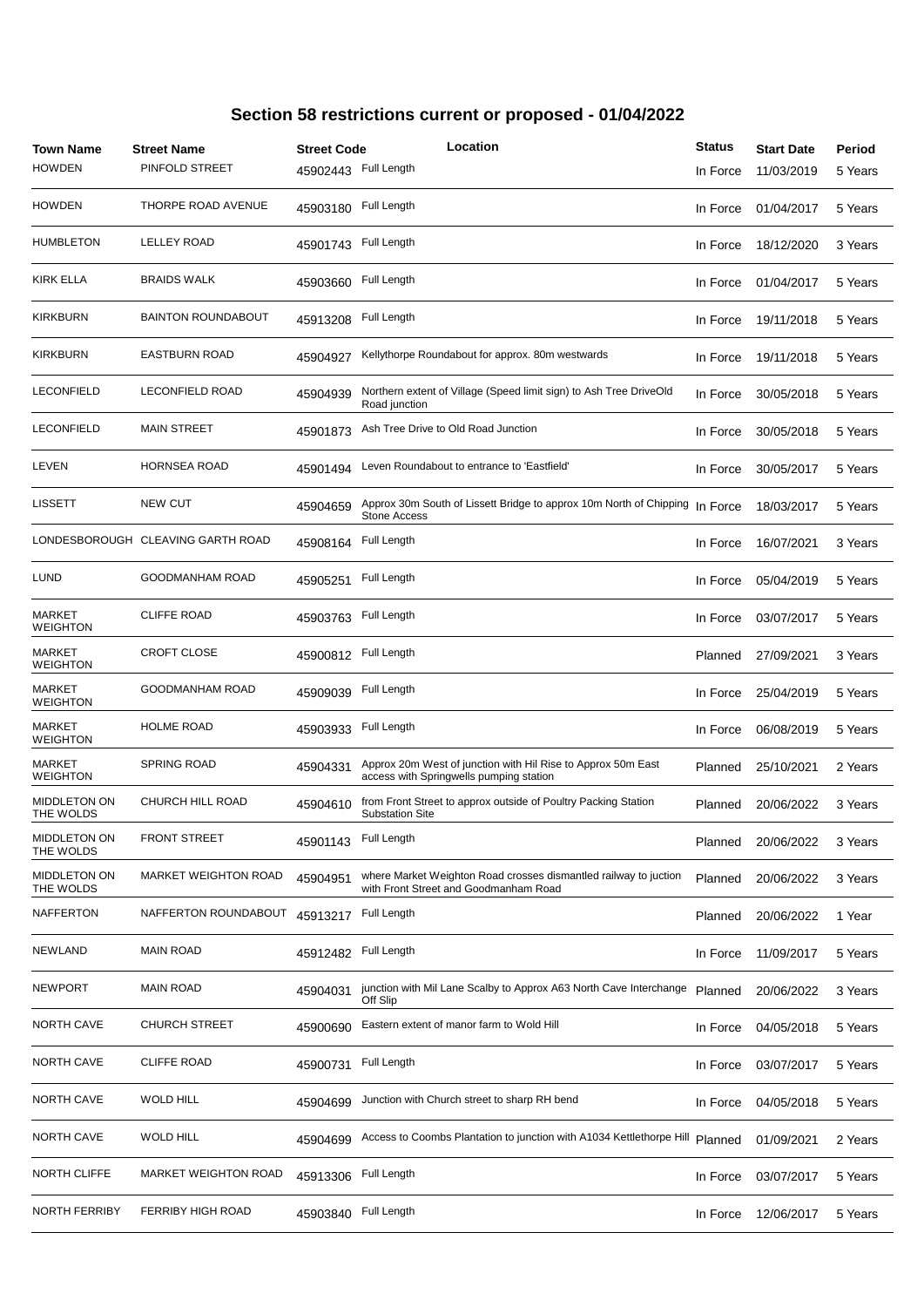# Section 58 restrictions current or proposed - 01/04/2022

| Town Name | Street Name | Street Code | Location | Status | Start Date | Period |
|---|---|---|---|---|---|---|
| HOWDEN | PINFOLD STREET | 45902443 | Full Length | In Force | 11/03/2019 | 5 Years |
| HOWDEN | THORPE ROAD AVENUE | 45903180 | Full Length | In Force | 01/04/2017 | 5 Years |
| HUMBLETON | LELLEY ROAD | 45901743 | Full Length | In Force | 18/12/2020 | 3 Years |
| KIRK ELLA | BRAIDS WALK | 45903660 | Full Length | In Force | 01/04/2017 | 5 Years |
| KIRKBURN | BAINTON ROUNDABOUT | 45913208 | Full Length | In Force | 19/11/2018 | 5 Years |
| KIRKBURN | EASTBURN ROAD | 45904927 | Kellythorpe Roundabout for approx. 80m westwards | In Force | 19/11/2018 | 5 Years |
| LECONFIELD | LECONFIELD ROAD | 45904939 | Northern extent of Village (Speed limit sign) to Ash Tree DriveOld Road junction | In Force | 30/05/2018 | 5 Years |
| LECONFIELD | MAIN STREET | 45901873 | Ash Tree Drive to Old Road Junction | In Force | 30/05/2018 | 5 Years |
| LEVEN | HORNSEA ROAD | 45901494 | Leven Roundabout to entrance to 'Eastfield' | In Force | 30/05/2017 | 5 Years |
| LISSETT | NEW CUT | 45904659 | Approx 30m South of Lissett Bridge to approx 10m North of Chipping Stone Access | In Force | 18/03/2017 | 5 Years |
| LONDESBOROUGH | CLEAVING GARTH ROAD | 45908164 | Full Length | In Force | 16/07/2021 | 3 Years |
| LUND | GOODMANHAM ROAD | 45905251 | Full Length | In Force | 05/04/2019 | 5 Years |
| MARKET WEIGHTON | CLIFFE ROAD | 45903763 | Full Length | In Force | 03/07/2017 | 5 Years |
| MARKET WEIGHTON | CROFT CLOSE | 45900812 | Full Length | Planned | 27/09/2021 | 3 Years |
| MARKET WEIGHTON | GOODMANHAM ROAD | 45909039 | Full Length | In Force | 25/04/2019 | 5 Years |
| MARKET WEIGHTON | HOLME ROAD | 45903933 | Full Length | In Force | 06/08/2019 | 5 Years |
| MARKET WEIGHTON | SPRING ROAD | 45904331 | Approx 20m West of junction with Hil Rise to Approx 50m East access with Springwells pumping station | Planned | 25/10/2021 | 2 Years |
| MIDDLETON ON THE WOLDS | CHURCH HILL ROAD | 45904610 | from Front Street to approx outside of Poultry Packing Station Substation Site | Planned | 20/06/2022 | 3 Years |
| MIDDLETON ON THE WOLDS | FRONT STREET | 45901143 | Full Length | Planned | 20/06/2022 | 3 Years |
| MIDDLETON ON THE WOLDS | MARKET WEIGHTON ROAD | 45904951 | where Market Weighton Road crosses dismantled railway to juction with Front Street and Goodmanham Road | Planned | 20/06/2022 | 3 Years |
| NAFFERTON | NAFFERTON ROUNDABOUT | 45913217 | Full Length | Planned | 20/06/2022 | 1 Year |
| NEWLAND | MAIN ROAD | 45912482 | Full Length | In Force | 11/09/2017 | 5 Years |
| NEWPORT | MAIN ROAD | 45904031 | junction with Mil Lane Scalby to Approx A63 North Cave Interchange Off Slip | Planned | 20/06/2022 | 3 Years |
| NORTH CAVE | CHURCH STREET | 45900690 | Eastern extent of manor farm to Wold Hill | In Force | 04/05/2018 | 5 Years |
| NORTH CAVE | CLIFFE ROAD | 45900731 | Full Length | In Force | 03/07/2017 | 5 Years |
| NORTH CAVE | WOLD HILL | 45904699 | Junction with Church street to sharp RH bend | In Force | 04/05/2018 | 5 Years |
| NORTH CAVE | WOLD HILL | 45904699 | Access to Coombs Plantation to junction with A1034 Kettlethorpe Hill | Planned | 01/09/2021 | 2 Years |
| NORTH CLIFFE | MARKET WEIGHTON ROAD | 45913306 | Full Length | In Force | 03/07/2017 | 5 Years |
| NORTH FERRIBY | FERRIBY HIGH ROAD | 45903840 | Full Length | In Force | 12/06/2017 | 5 Years |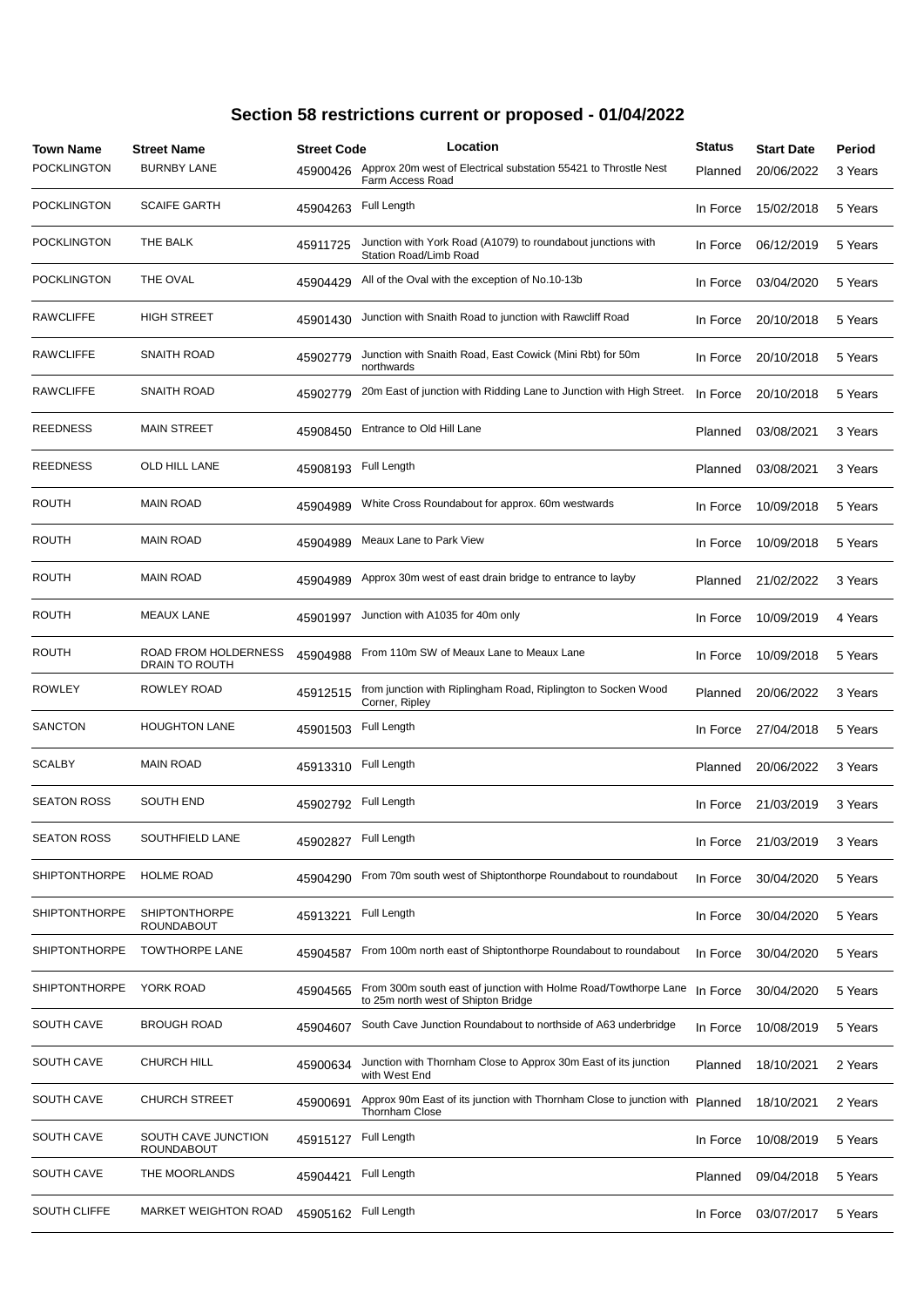# Section 58 restrictions current or proposed - 01/04/2022

| Town Name | Street Name | Street Code | Location | Status | Start Date | Period |
|---|---|---|---|---|---|---|
| POCKLINGTON | BURNBY LANE | 45900426 | Approx 20m west of Electrical substation 55421 to Throstle Nest Farm Access Road | Planned | 20/06/2022 | 3 Years |
| POCKLINGTON | SCAIFE GARTH | 45904263 | Full Length | In Force | 15/02/2018 | 5 Years |
| POCKLINGTON | THE BALK | 45911725 | Junction with York Road (A1079) to roundabout junctions with Station Road/Limb Road | In Force | 06/12/2019 | 5 Years |
| POCKLINGTON | THE OVAL | 45904429 | All of the Oval with the exception of No.10-13b | In Force | 03/04/2020 | 5 Years |
| RAWCLIFFE | HIGH STREET | 45901430 | Junction with Snaith Road to junction with Rawcliff Road | In Force | 20/10/2018 | 5 Years |
| RAWCLIFFE | SNAITH ROAD | 45902779 | Junction with Snaith Road, East Cowick (Mini Rbt) for 50m northwards | In Force | 20/10/2018 | 5 Years |
| RAWCLIFFE | SNAITH ROAD | 45902779 | 20m East of junction with Ridding Lane to Junction with High Street. | In Force | 20/10/2018 | 5 Years |
| REEDNESS | MAIN STREET | 45908450 | Entrance to Old Hill Lane | Planned | 03/08/2021 | 3 Years |
| REEDNESS | OLD HILL LANE | 45908193 | Full Length | Planned | 03/08/2021 | 3 Years |
| ROUTH | MAIN ROAD | 45904989 | White Cross Roundabout for approx. 60m westwards | In Force | 10/09/2018 | 5 Years |
| ROUTH | MAIN ROAD | 45904989 | Meaux Lane to Park View | In Force | 10/09/2018 | 5 Years |
| ROUTH | MAIN ROAD | 45904989 | Approx 30m west of east drain bridge to entrance to layby | Planned | 21/02/2022 | 3 Years |
| ROUTH | MEAUX LANE | 45901997 | Junction with A1035 for 40m only | In Force | 10/09/2019 | 4 Years |
| ROUTH | ROAD FROM HOLDERNESS DRAIN TO ROUTH | 45904988 | From 110m SW of Meaux Lane to Meaux Lane | In Force | 10/09/2018 | 5 Years |
| ROWLEY | ROWLEY ROAD | 45912515 | from junction with Riplingham Road, Riplington to Socken Wood Corner, Ripley | Planned | 20/06/2022 | 3 Years |
| SANCTON | HOUGHTON LANE | 45901503 | Full Length | In Force | 27/04/2018 | 5 Years |
| SCALBY | MAIN ROAD | 45913310 | Full Length | Planned | 20/06/2022 | 3 Years |
| SEATON ROSS | SOUTH END | 45902792 | Full Length | In Force | 21/03/2019 | 3 Years |
| SEATON ROSS | SOUTHFIELD LANE | 45902827 | Full Length | In Force | 21/03/2019 | 3 Years |
| SHIPTONTHORPE | HOLME ROAD | 45904290 | From 70m south west of Shiptonthorpe Roundabout to roundabout | In Force | 30/04/2020 | 5 Years |
| SHIPTONTHORPE | SHIPTONTHORPE ROUNDABOUT | 45913221 | Full Length | In Force | 30/04/2020 | 5 Years |
| SHIPTONTHORPE | TOWTHORPE LANE | 45904587 | From 100m north east of Shiptonthorpe Roundabout to roundabout | In Force | 30/04/2020 | 5 Years |
| SHIPTONTHORPE | YORK ROAD | 45904565 | From 300m south east of junction with Holme Road/Towthorpe Lane to 25m north west of Shipton Bridge | In Force | 30/04/2020 | 5 Years |
| SOUTH CAVE | BROUGH ROAD | 45904607 | South Cave Junction Roundabout to northside of A63 underbridge | In Force | 10/08/2019 | 5 Years |
| SOUTH CAVE | CHURCH HILL | 45900634 | Junction with Thornham Close to Approx 30m East of its junction with West End | Planned | 18/10/2021 | 2 Years |
| SOUTH CAVE | CHURCH STREET | 45900691 | Approx 90m East of its junction with Thornham Close to junction with Thornham Close | Planned | 18/10/2021 | 2 Years |
| SOUTH CAVE | SOUTH CAVE JUNCTION ROUNDABOUT | 45915127 | Full Length | In Force | 10/08/2019 | 5 Years |
| SOUTH CAVE | THE MOORLANDS | 45904421 | Full Length | Planned | 09/04/2018 | 5 Years |
| SOUTH CLIFFE | MARKET WEIGHTON ROAD | 45905162 | Full Length | In Force | 03/07/2017 | 5 Years |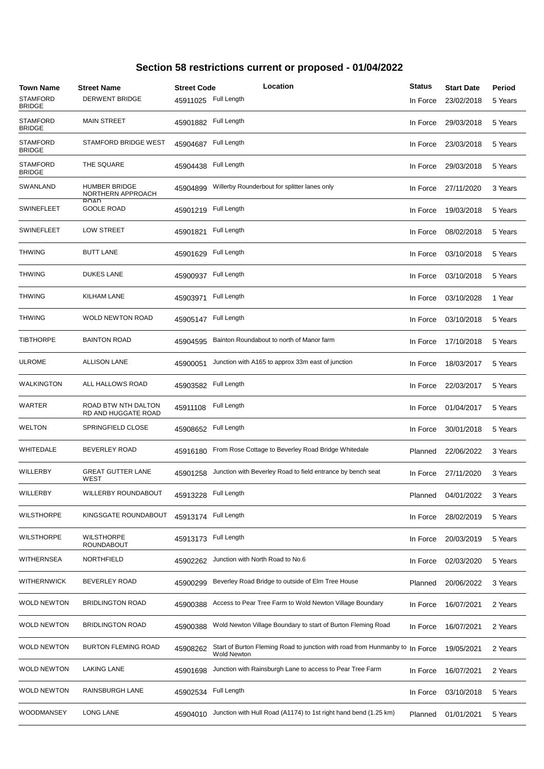# Section 58 restrictions current or proposed - 01/04/2022

| Town Name | Street Name | Street Code | Location | Status | Start Date | Period |
|---|---|---|---|---|---|---|
| STAMFORD BRIDGE | DERWENT BRIDGE | 45911025 | Full Length | In Force | 23/02/2018 | 5 Years |
| STAMFORD BRIDGE | MAIN STREET | 45901882 | Full Length | In Force | 29/03/2018 | 5 Years |
| STAMFORD BRIDGE | STAMFORD BRIDGE WEST | 45904687 | Full Length | In Force | 23/03/2018 | 5 Years |
| STAMFORD BRIDGE | THE SQUARE | 45904438 | Full Length | In Force | 29/03/2018 | 5 Years |
| SWANLAND | HUMBER BRIDGE NORTHERN APPROACH ROAD | 45904899 | Willerby Rounderbout for splitter lanes only | In Force | 27/11/2020 | 3 Years |
| SWINEFLEET | GOOLE ROAD | 45901219 | Full Length | In Force | 19/03/2018 | 5 Years |
| SWINEFLEET | LOW STREET | 45901821 | Full Length | In Force | 08/02/2018 | 5 Years |
| THWING | BUTT LANE | 45901629 | Full Length | In Force | 03/10/2018 | 5 Years |
| THWING | DUKES LANE | 45900937 | Full Length | In Force | 03/10/2018 | 5 Years |
| THWING | KILHAM LANE | 45903971 | Full Length | In Force | 03/10/2028 | 1 Year |
| THWING | WOLD NEWTON ROAD | 45905147 | Full Length | In Force | 03/10/2018 | 5 Years |
| TIBTHORPE | BAINTON ROAD | 45904595 | Bainton Roundabout to north of Manor farm | In Force | 17/10/2018 | 5 Years |
| ULROME | ALLISON LANE | 45900051 | Junction with A165 to approx 33m east of junction | In Force | 18/03/2017 | 5 Years |
| WALKINGTON | ALL HALLOWS ROAD | 45903582 | Full Length | In Force | 22/03/2017 | 5 Years |
| WARTER | ROAD BTW NTH DALTON RD AND HUGGATE ROAD | 45911108 | Full Length | In Force | 01/04/2017 | 5 Years |
| WELTON | SPRINGFIELD CLOSE | 45908652 | Full Length | In Force | 30/01/2018 | 5 Years |
| WHITEDALE | BEVERLEY ROAD | 45916180 | From Rose Cottage to Beverley Road Bridge Whitedale | Planned | 22/06/2022 | 3 Years |
| WILLERBY | GREAT GUTTER LANE WEST | 45901258 | Junction with Beverley Road to field entrance by bench seat | In Force | 27/11/2020 | 3 Years |
| WILLERBY | WILLERBY ROUNDABOUT | 45913228 | Full Length | Planned | 04/01/2022 | 3 Years |
| WILSTHORPE | KINGSGATE ROUNDABOUT | 45913174 | Full Length | In Force | 28/02/2019 | 5 Years |
| WILSTHORPE | WILSTHORPE ROUNDABOUT | 45913173 | Full Length | In Force | 20/03/2019 | 5 Years |
| WITHERNSEA | NORTHFIELD | 45902262 | Junction with North Road to No.6 | In Force | 02/03/2020 | 5 Years |
| WITHERNWICK | BEVERLEY ROAD | 45900299 | Beverley Road Bridge to outside of Elm Tree House | Planned | 20/06/2022 | 3 Years |
| WOLD NEWTON | BRIDLINGTON ROAD | 45900388 | Access to Pear Tree Farm to Wold Newton Village Boundary | In Force | 16/07/2021 | 2 Years |
| WOLD NEWTON | BRIDLINGTON ROAD | 45900388 | Wold Newton Village Boundary to start of Burton Fleming Road | In Force | 16/07/2021 | 2 Years |
| WOLD NEWTON | BURTON FLEMING ROAD | 45908262 | Start of Burton Fleming Road to junction with road from Hunmanby to Wold Newton | In Force | 19/05/2021 | 2 Years |
| WOLD NEWTON | LAKING LANE | 45901698 | Junction with Rainsburgh Lane to access to Pear Tree Farm | In Force | 16/07/2021 | 2 Years |
| WOLD NEWTON | RAINSBURGH LANE | 45902534 | Full Length | In Force | 03/10/2018 | 5 Years |
| WOODMANSEY | LONG LANE | 45904010 | Junction with Hull Road (A1174) to 1st right hand bend (1.25 km) | Planned | 01/01/2021 | 5 Years |